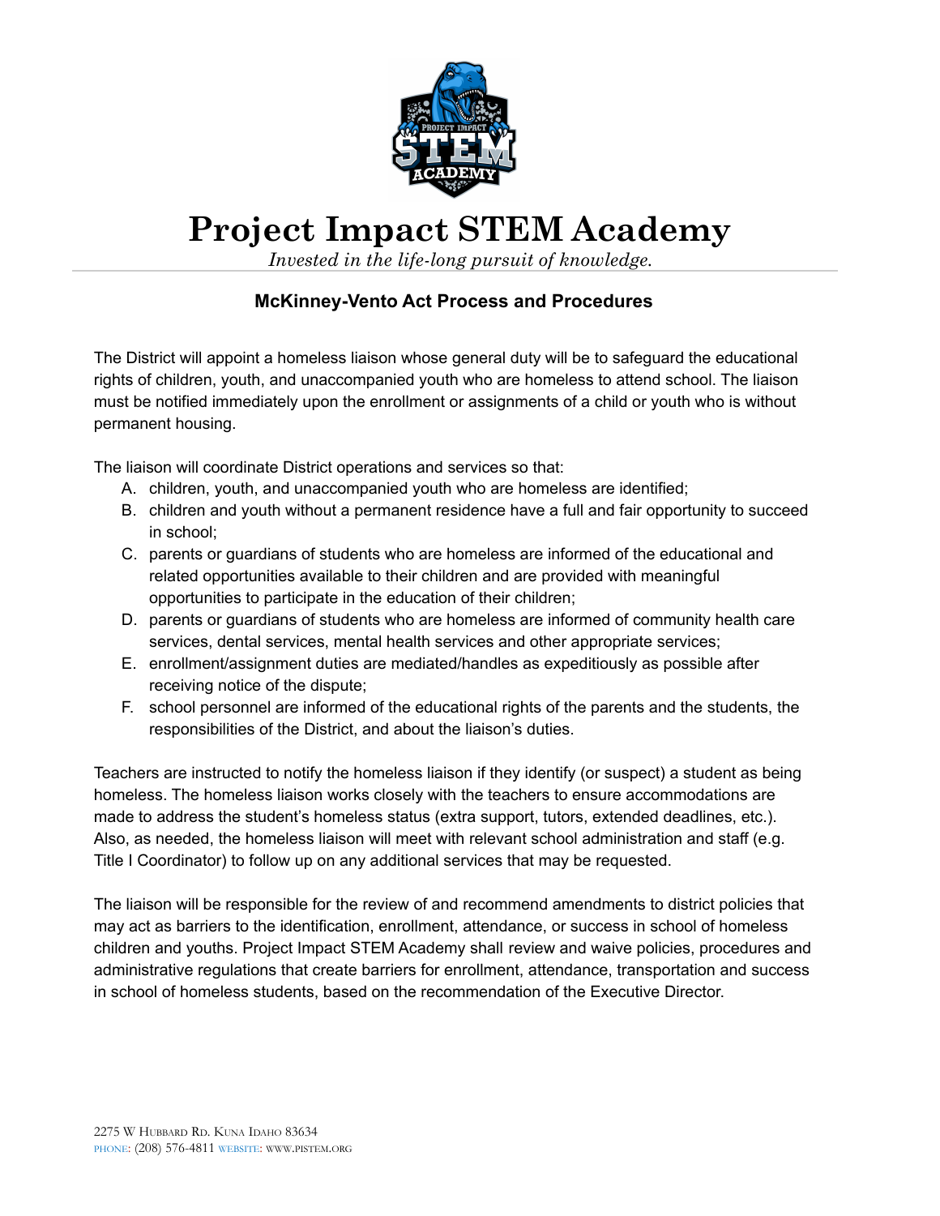# Project Impact STEM Academy

*Invested in the life-long pursuit of knowledge.*

## McKinney-Vento Act Process and Procedures

The District will appoint a homeless liaison whose general duty will be to safeguard the educational rights of children, youth, and unaccompanied youth who are homeless to attend school. The liaison must be notified immediately upon the enrollment or assignments of a child or youth who is without permanent housing.

The liaison will coordinate District operations and services so that:

A. children, youth, and unaccompanied youth who are homeless are identified;
B. children and youth without a permanent residence have a full and fair opportunity to succeed in school;
C. parents or guardians of students who are homeless are informed of the educational and related opportunities available to their children and are provided with meaningful opportunities to participate in the education of their children;
D. parents or guardians of students who are homeless are informed of community health care services, dental services, mental health services and other appropriate services;
E. enrollment/assignment duties are mediated/handles as expeditiously as possible after receiving notice of the dispute;
F. school personnel are informed of the educational rights of the parents and the students, the responsibilities of the District, and about the liaison's duties.

Teachers are instructed to notify the homeless liaison if they identify (or suspect) a student as being homeless. The homeless liaison works closely with the teachers to ensure accommodations are made to address the student's homeless status (extra support, tutors, extended deadlines, etc.). Also, as needed, the homeless liaison will meet with relevant school administration and staff (e.g. Title I Coordinator) to follow up on any additional services that may be requested.

The liaison will be responsible for the review of and recommend amendments to district policies that may act as barriers to the identification, enrollment, attendance, or success in school of homeless children and youths. Project Impact STEM Academy shall review and waive policies, procedures and administrative regulations that create barriers for enrollment, attendance, transportation and success in school of homeless students, based on the recommendation of the Executive Director.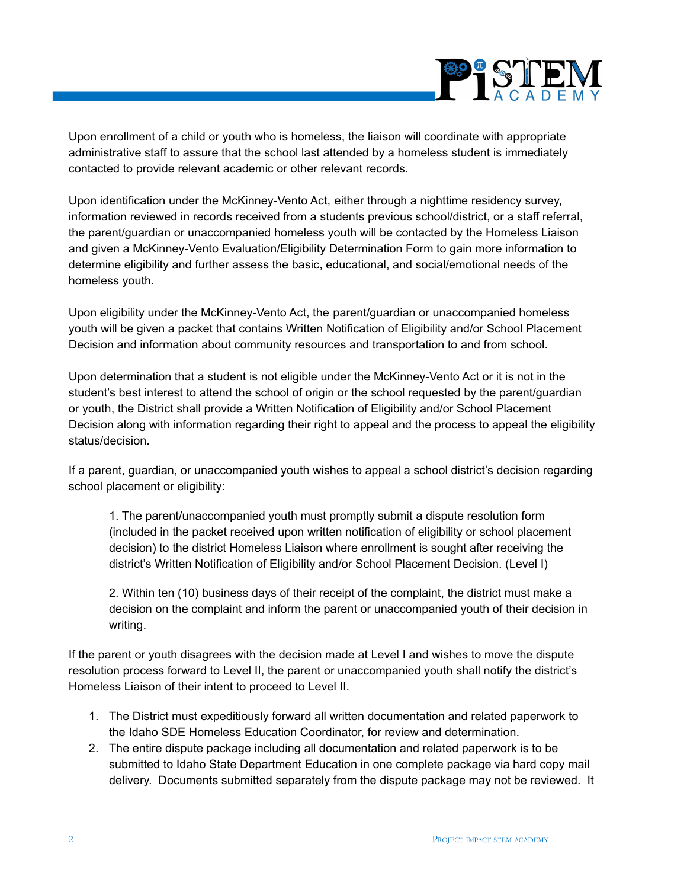Upon enrollment of a child or youth who is homeless, the liaison will coordinate with appropriate administrative staff to assure that the school last attended by a homeless student is immediately contacted to provide relevant academic or other relevant records.

Upon identification under the McKinney-Vento Act, either through a nighttime residency survey, information reviewed in records received from a students previous school/district, or a staff referral, the parent/guardian or unaccompanied homeless youth will be contacted by the Homeless Liaison and given a McKinney-Vento Evaluation/Eligibility Determination Form to gain more information to determine eligibility and further assess the basic, educational, and social/emotional needs of the homeless youth.

Upon eligibility under the McKinney-Vento Act, the parent/guardian or unaccompanied homeless youth will be given a packet that contains Written Notification of Eligibility and/or School Placement Decision and information about community resources and transportation to and from school.

Upon determination that a student is not eligible under the McKinney-Vento Act or it is not in the student's best interest to attend the school of origin or the school requested by the parent/guardian or youth, the District shall provide a Written Notification of Eligibility and/or School Placement Decision along with information regarding their right to appeal and the process to appeal the eligibility status/decision.

If a parent, guardian, or unaccompanied youth wishes to appeal a school district's decision regarding school placement or eligibility:

> 1. The parent/unaccompanied youth must promptly submit a dispute resolution form (included in the packet received upon written notification of eligibility or school placement decision) to the district Homeless Liaison where enrollment is sought after receiving the district's Written Notification of Eligibility and/or School Placement Decision. (Level I)
>
> 2. Within ten (10) business days of their receipt of the complaint, the district must make a decision on the complaint and inform the parent or unaccompanied youth of their decision in writing.

If the parent or youth disagrees with the decision made at Level I and wishes to move the dispute resolution process forward to Level II, the parent or unaccompanied youth shall notify the district's Homeless Liaison of their intent to proceed to Level II.

1. The District must expeditiously forward all written documentation and related paperwork to the Idaho SDE Homeless Education Coordinator, for review and determination.
2. The entire dispute package including all documentation and related paperwork is to be submitted to Idaho State Department Education in one complete package via hard copy mail delivery. Documents submitted separately from the dispute package may not be reviewed. It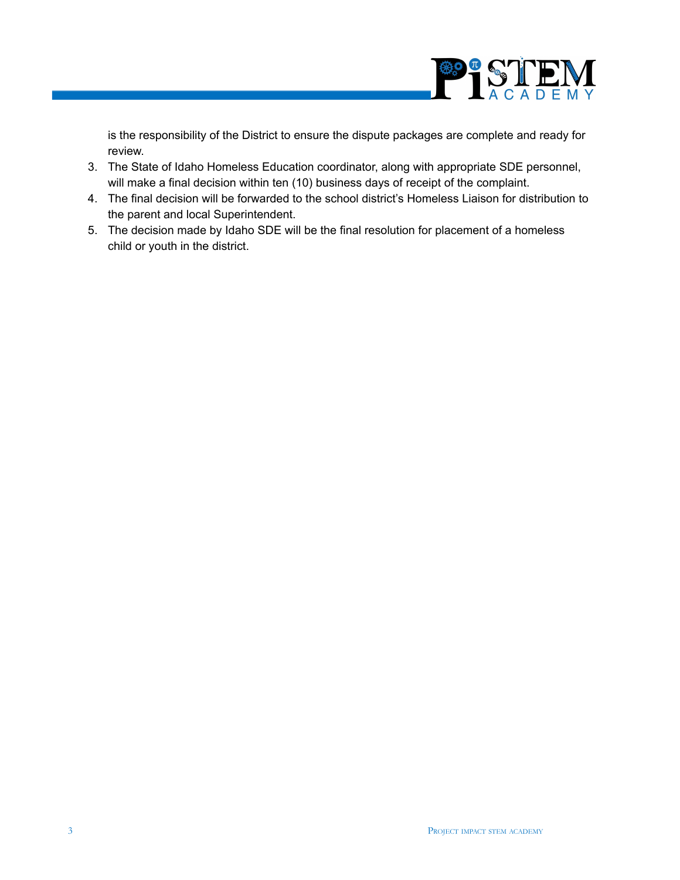is the responsibility of the District to ensure the dispute packages are complete and ready for review.

3. The State of Idaho Homeless Education coordinator, along with appropriate SDE personnel, will make a final decision within ten (10) business days of receipt of the complaint.
4. The final decision will be forwarded to the school district's Homeless Liaison for distribution to the parent and local Superintendent.
5. The decision made by Idaho SDE will be the final resolution for placement of a homeless child or youth in the district.